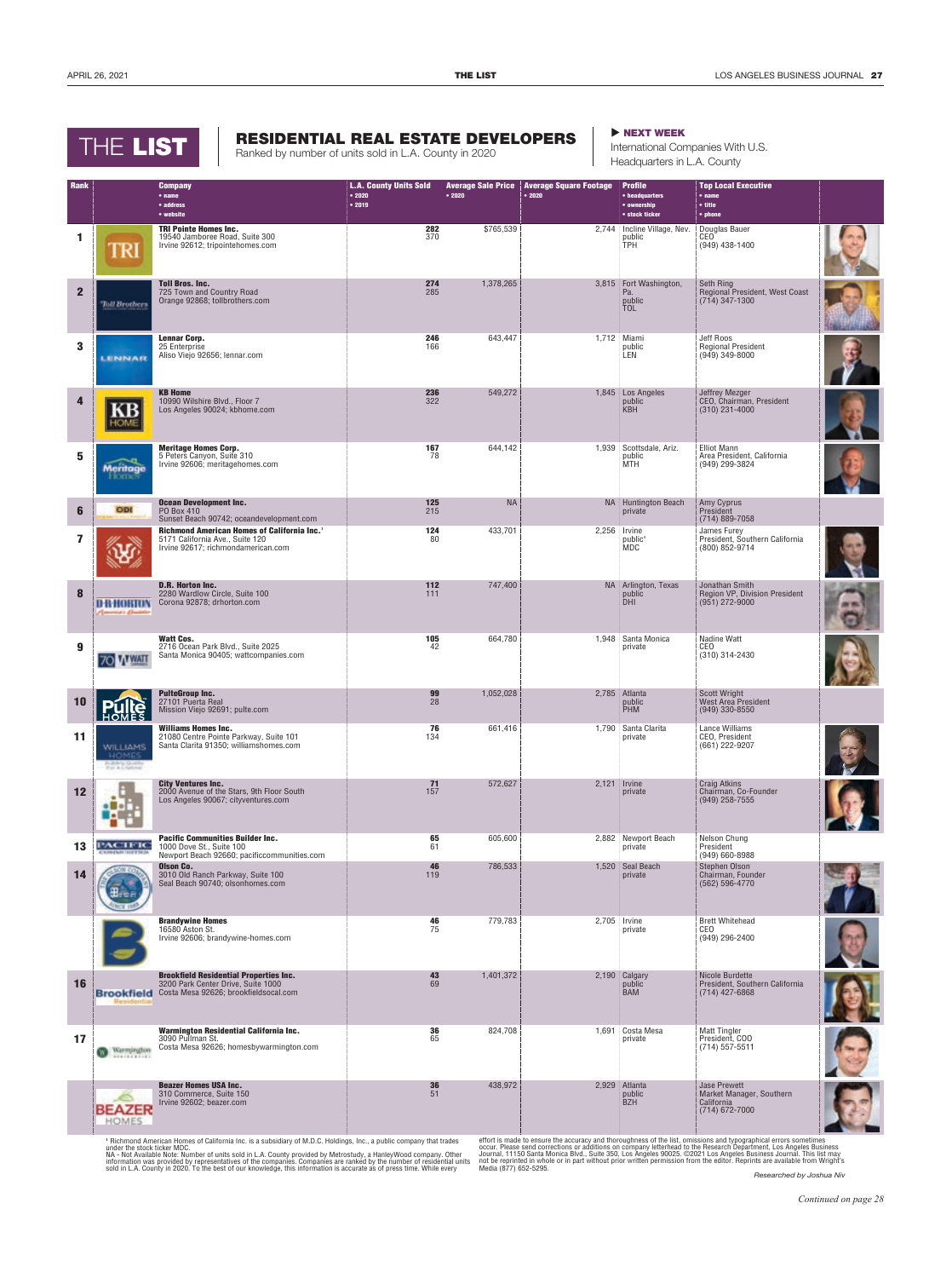# THE LIST

## RESIDENTIAL REAL ESTATE DEVELOPERS

Ranked by number of units sold in L.A. County in 2020

**NEXT WEEK**

International Companies With U.S. Headquarters in L.A. County

| Rank | Company • name • address • website | L.A. County Units Sold • 2020 • 2019 | Average Sale Price • 2020 | Average Square Footage • 2020 | Profile • headquarters • ownership • stock ticker | Top Local Executive • name • title • phone |
|---|---|---|---|---|---|---|
| 1 | **TRI Pointe Homes Inc.** 19540 Jamboree Road, Suite 300 Irvine 92612; tripointehomes.com | **282** 370 | $765,539 | 2,744 | Incline Village, Nev. public TPH | Douglas Bauer CEO (949) 438-1400 |
| 2 | **Toll Bros. Inc.** 725 Town and Country Road Orange 92868; tollbrothers.com | **274** 285 | 1,378,265 | 3,815 | Fort Washington, Pa. public TOL | Seth Ring Regional President, West Coast (714) 347-1300 |
| 3 | **Lennar Corp.** 25 Enterprise Aliso Viejo 92656; lennar.com | **246** 166 | 643,447 | 1,712 | Miami public LEN | Jeff Roos Regional President (949) 349-8000 |
| 4 | **KB Home** 10990 Wilshire Blvd., Floor 7 Los Angeles 90024; kbhome.com | **236** 322 | 549,272 | 1,845 | Los Angeles public KBH | Jeffrey Mezger CEO, Chairman, President (310) 231-4000 |
| 5 | **Meritage Homes Corp.** 5 Peters Canyon, Suite 310 Irvine 92606; meritagehomes.com | **167** 78 | 644,142 | 1,939 | Scottsdale, Ariz. public MTH | Elliot Mann Area President, California (949) 299-3824 |
| 6 | **Ocean Development Inc.** PO Box 410 Sunset Beach 90742; oceandevelopment.com | **125** 215 | NA | NA | Huntington Beach private | Amy Cyprus President (714) 889-7058 |
| 7 | **Richmond American Homes of California Inc.**[1] 5171 California Ave., Suite 120 Irvine 92617; richmondamerican.com | **124** 80 | 433,701 | 2,256 | Irvine public[1] MDC | James Furey President, Southern California (800) 852-9714 |
| 8 | **D.R. Horton Inc.** 2280 Wardlow Circle, Suite 100 Corona 92878; drhorton.com | **112** 111 | 747,400 | NA | Arlington, Texas public DHI | Jonathan Smith Region VP, Division President (951) 272-9000 |
| 9 | **Watt Cos.** 2716 Ocean Park Blvd., Suite 2025 Santa Monica 90405; wattcompanies.com | **105** 42 | 664,780 | 1,948 | Santa Monica private | Nadine Watt CEO (310) 314-2430 |
| 10 | **PulteGroup Inc.** 27101 Puerta Real Mission Viejo 92691; pulte.com | **99** 28 | 1,052,028 | 2,785 | Atlanta public PHM | Scott Wright West Area President (949) 330-8550 |
| 11 | **Williams Homes Inc.** 21080 Centre Pointe Parkway, Suite 101 Santa Clarita 91350; williamshomes.com | **76** 134 | 661,416 | 1,790 | Santa Clarita private | Lance Williams CEO, President (661) 222-9207 |
| 12 | **City Ventures Inc.** 2000 Avenue of the Stars, 9th Floor South Los Angeles 90067; cityventures.com | **71** 157 | 572,627 | 2,121 | Irvine private | Craig Atkins Chairman, Co-Founder (949) 258-7555 |
| 13 | **Pacific Communities Builder Inc.** 1000 Dove St., Suite 100 Newport Beach 92660; pacificcommunities.com | **65** 61 | 605,600 | 2,882 | Newport Beach private | Nelson Chung President (949) 660-8988 |
| 14 | **Olson Co.** 3010 Old Ranch Parkway, Suite 100 Seal Beach 90740; olsonhomes.com | **46** 119 | 786,533 | 1,520 | Seal Beach private | Stephen Olson Chairman, Founder (562) 596-4770 |
| | **Brandywine Homes** 16580 Aston St. Irvine 92606; brandywine-homes.com | **46** 75 | 779,783 | 2,705 | Irvine private | Brett Whitehead CEO (949) 296-2400 |
| 16 | **Brookfield Residential Properties Inc.** 3200 Park Center Drive, Suite 1000 Costa Mesa 92626; brookfieldsocal.com | **43** 69 | 1,401,372 | 2,190 | Calgary public BAM | Nicole Burdette President, Southern California (714) 427-6868 |
| 17 | **Warmington Residential California Inc.** 3090 Pullman St. Costa Mesa 92626; homesbywarmington.com | **36** 65 | 824,708 | 1,691 | Costa Mesa private | Matt Tingler President, COO (714) 557-5511 |
| | **Beazer Homes USA Inc.** 310 Commerce, Suite 150 Irvine 92602; beazer.com | **36** 51 | 438,972 | 2,929 | Atlanta public BZH | Jase Prewett Market Manager, Southern California (714) 672-7000 |

[1] Richmond American Homes of California Inc. is a subsidiary of M.D.C. Holdings, Inc., a public company that trades under the stock ticker MDC.

NA - Not Available Note: Number of units sold in L.A. County provided by Metrostudy, a HanleyWood company. Other information was provided by representatives of the companies. Companies are ranked by the number of residential units sold in L.A. County in 2020. To the best of our knowledge, this information is accurate as of press time. While every effort is made to ensure the accuracy and thoroughness of the list, omissions and typographical errors sometimes occur. Please send corrections or additions on company letterhead to the Research Department, Los Angeles Business Journal, 11150 Santa Monica Blvd., Suite 350, Los Angeles 90025. ©2021 Los Angeles Business Journal. This list may not be reprinted in whole or in part without prior written permission from the editor. Reprints are available from Wright's Media (877) 652-5295.

*Researched by Joshua Niv*

*Continued on page 28*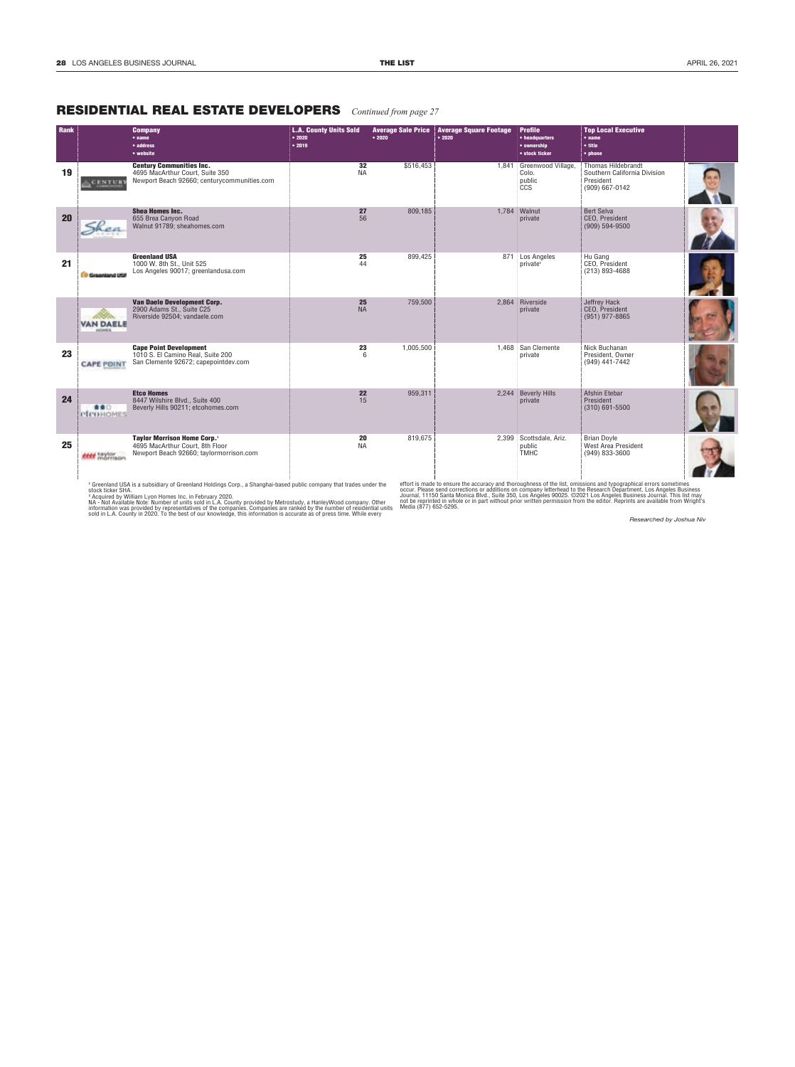## RESIDENTIAL REAL ESTATE DEVELOPERS *Continued from page 27*

| Rank | Company • name • address • website | L.A. County Units Sold • 2020 • 2019 | Average Sale Price • 2020 | Average Square Footage • 2020 | Profile • headquarters • ownership • stock ticker | Top Local Executive • name • title • phone |
|---|---|---|---|---|---|---|
| 19 | **Century Communities Inc.** 4695 MacArthur Court, Suite 350 Newport Beach 92660; centurycommunities.com | **32** NA | $516,453 | 1,841 | Greenwood Village, Colo. public CCS | Thomas Hildebrandt Southern California Division President (909) 667-0142 |
| 20 | **Shea Homes Inc.** 655 Brea Canyon Road Walnut 91789; sheahomes.com | **27** 56 | 809,185 | 1,784 | Walnut private | Bert Selva CEO, President (909) 594-9500 |
| 21 | **Greenland USA** 1000 W. 8th St., Unit 525 Los Angeles 90017; greenlandusa.com | **25** 44 | 899,425 | 871 | Los Angeles private[1] | Hu Gang CEO, President (213) 893-4688 |
| | **Van Daele Development Corp.** 2900 Adams St., Suite C25 Riverside 92504; vandaele.com | **25** NA | 759,500 | 2,864 | Riverside private | Jeffrey Hack CEO, President (951) 977-8865 |
| 23 | **Cape Point Development** 1010 S. El Camino Real, Suite 200 San Clemente 92672; capepointdev.com | **23** 6 | 1,005,500 | 1,468 | San Clemente private | Nick Buchanan President, Owner (949) 441-7442 |
| 24 | **Etco Homes** 8447 Wilshire Blvd., Suite 400 Beverly Hills 90211; etcohomes.com | **22** 15 | 959,311 | 2,244 | Beverly Hills private | Afshin Etebar President (310) 691-5500 |
| 25 | **Taylor Morrison Home Corp.**[2] 4695 MacArthur Court, 8th Floor Newport Beach 92660; taylormorrison.com | **20** NA | 819,675 | 2,399 | Scottsdale, Ariz. public TMHC | Brian Doyle West Area President (949) 833-3600 |

[1] Greenland USA is a subsidiary of Greenland Holdings Corp., a Shanghai-based public company that trades under the stock ticker SHA.
[2] Acquired by William Lyon Homes Inc. in February 2020.
NA - Not Available Note: Number of units sold in L.A. County provided by Metrostudy, a HanleyWood company. Other information was provided by representatives of the companies. Companies are ranked by the number of residential units sold in L.A. County in 2020. To the best of our knowledge, this information is accurate as of press time. While every effort is made to ensure the accuracy and thoroughness of the list, omissions and typographical errors sometimes occur. Please send corrections or additions on company letterhead to the Research Department, Los Angeles Business Journal, 11150 Santa Monica Blvd., Suite 350, Los Angeles 90025. ©2021 Los Angeles Business Journal. This list may not be reprinted in whole or in part without prior written permission from the editor. Reprints are available from Wright's Media (877) 652-5295.

*Researched by Joshua Niv*